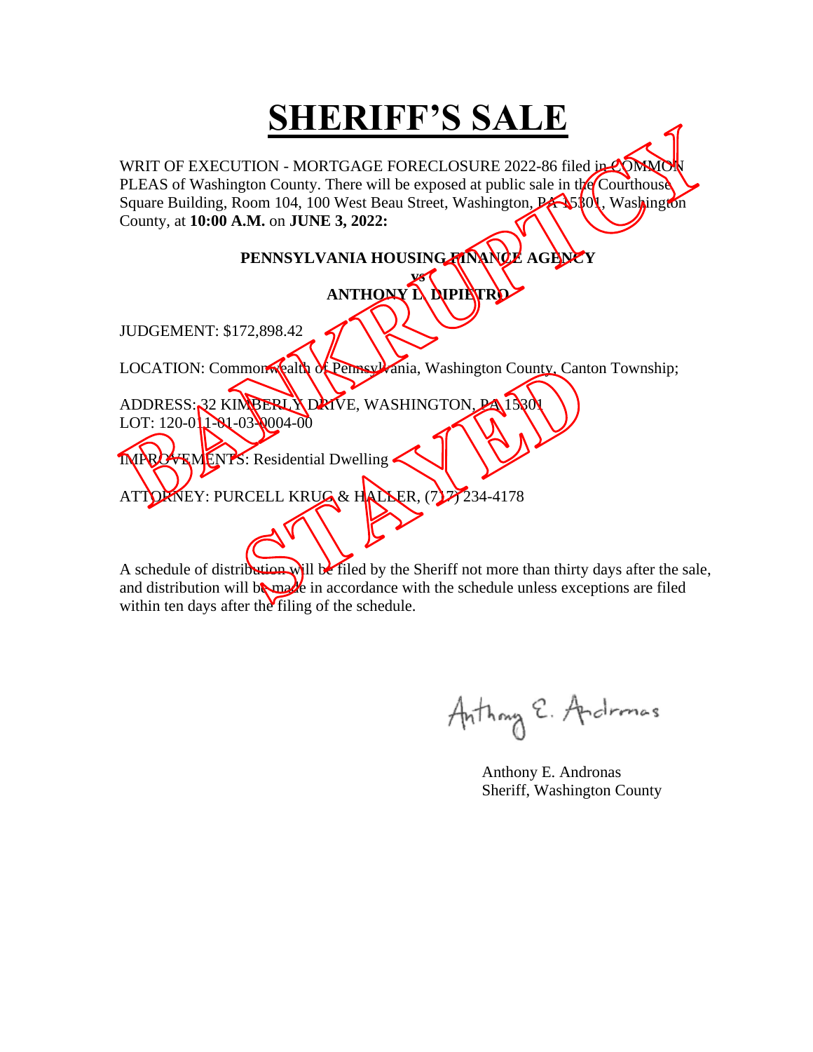# SHERIFF'S SALE

WRIT OF EXECUTION - MORTGAGE FORECLOSURE 2022-86 filed in COMMON PLEAS of Washington County. There will be exposed at public sale in the Courthouse Square Building, Room 104, 100 West Beau Street, Washington, PA 15301, Washington County, at **10:00 A.M.** on **JUNE 3, 2022:**

**PENNSYLVANIA HOUSING FINANCE AGENCY**
**vs**
**ANTHONY L. DIPIETRO**

JUDGEMENT: $172,898.42

LOCATION: Commonwealth of Pennsylvania, Washington County, Canton Township;

ADDRESS: 32 KIMBERLY DRIVE, WASHINGTON, PA 15301
LOT: 120-011-01-03-0004-00

IMPROVEMENTS: Residential Dwelling

ATTORNEY: PURCELL KRUG & HALLER, (717) 234-4178

BANKRUPTCY STAYED

A schedule of distribution will be filed by the Sheriff not more than thirty days after the sale, and distribution will be made in accordance with the schedule unless exceptions are filed within ten days after the filing of the schedule.

Anthony E. Andronas
Sheriff, Washington County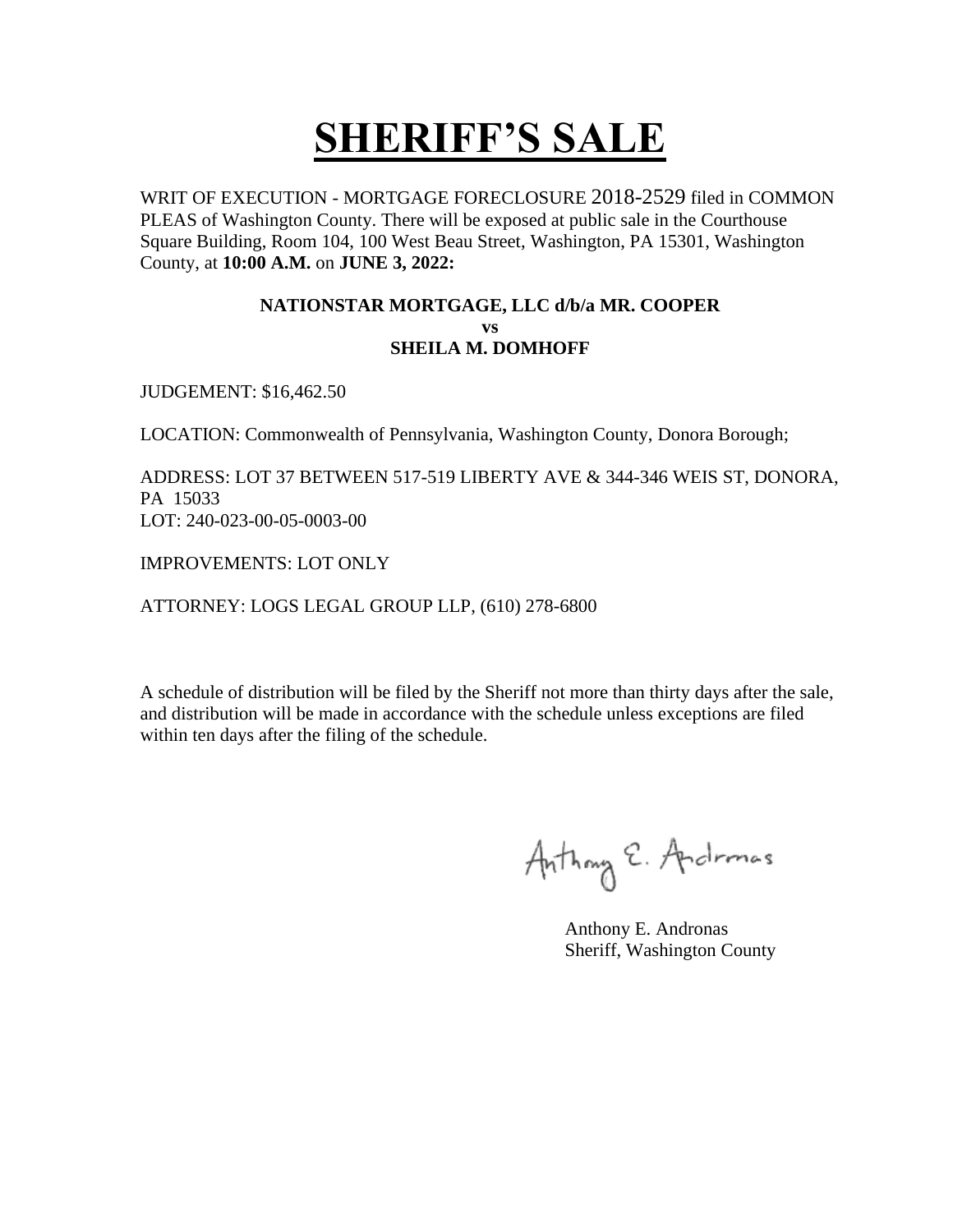# SHERIFF'S SALE

WRIT OF EXECUTION - MORTGAGE FORECLOSURE 2018-2529 filed in COMMON PLEAS of Washington County. There will be exposed at public sale in the Courthouse Square Building, Room 104, 100 West Beau Street, Washington, PA 15301, Washington County, at **10:00 A.M.** on **JUNE 3, 2022:**

**NATIONSTAR MORTGAGE, LLC d/b/a MR. COOPER**
**vs**
**SHEILA M. DOMHOFF**

JUDGEMENT: $16,462.50

LOCATION: Commonwealth of Pennsylvania, Washington County, Donora Borough;

ADDRESS: LOT 37 BETWEEN 517-519 LIBERTY AVE & 344-346 WEIS ST, DONORA, PA 15033
LOT: 240-023-00-05-0003-00

IMPROVEMENTS: LOT ONLY

ATTORNEY: LOGS LEGAL GROUP LLP, (610) 278-6800

A schedule of distribution will be filed by the Sheriff not more than thirty days after the sale, and distribution will be made in accordance with the schedule unless exceptions are filed within ten days after the filing of the schedule.

Anthony E. Andronas
Sheriff, Washington County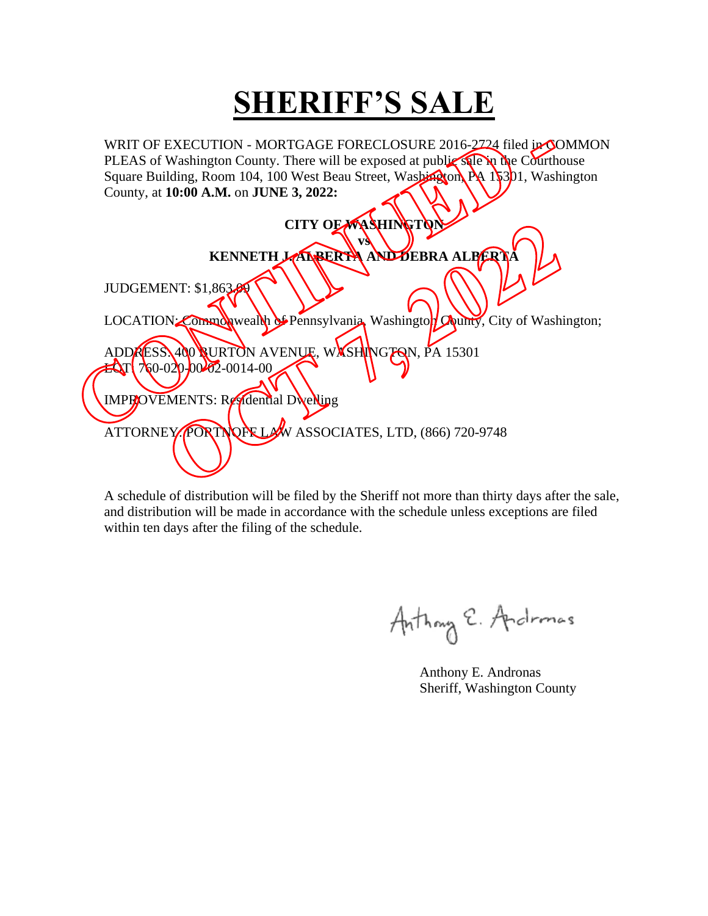# SHERIFF'S SALE

WRIT OF EXECUTION - MORTGAGE FORECLOSURE 2016-2724 filed in COMMON PLEAS of Washington County. There will be exposed at public sale in the Courthouse Square Building, Room 104, 100 West Beau Street, Washington, PA 15301, Washington County, at **10:00 A.M.** on **JUNE 3, 2022:**

**CITY OF WASHINGTON**
**vs**
**KENNETH J. ALBERTA AND DEBRA ALBERTA**

JUDGEMENT: $1,863.09

LOCATION: Commonwealth of Pennsylvania, Washington County, City of Washington;

ADDRESS: 400 BURTON AVENUE, WASHINGTON, PA 15301
LOT: 760-020-00-02-0014-00

IMPROVEMENTS: Residential Dwelling

ATTORNEY: PORTNOFF LAW ASSOCIATES, LTD, (866) 720-9748

CONTINUED OCT 7, 2022

A schedule of distribution will be filed by the Sheriff not more than thirty days after the sale, and distribution will be made in accordance with the schedule unless exceptions are filed within ten days after the filing of the schedule.

Anthony E. Andronas
Anthony E. Andronas
Sheriff, Washington County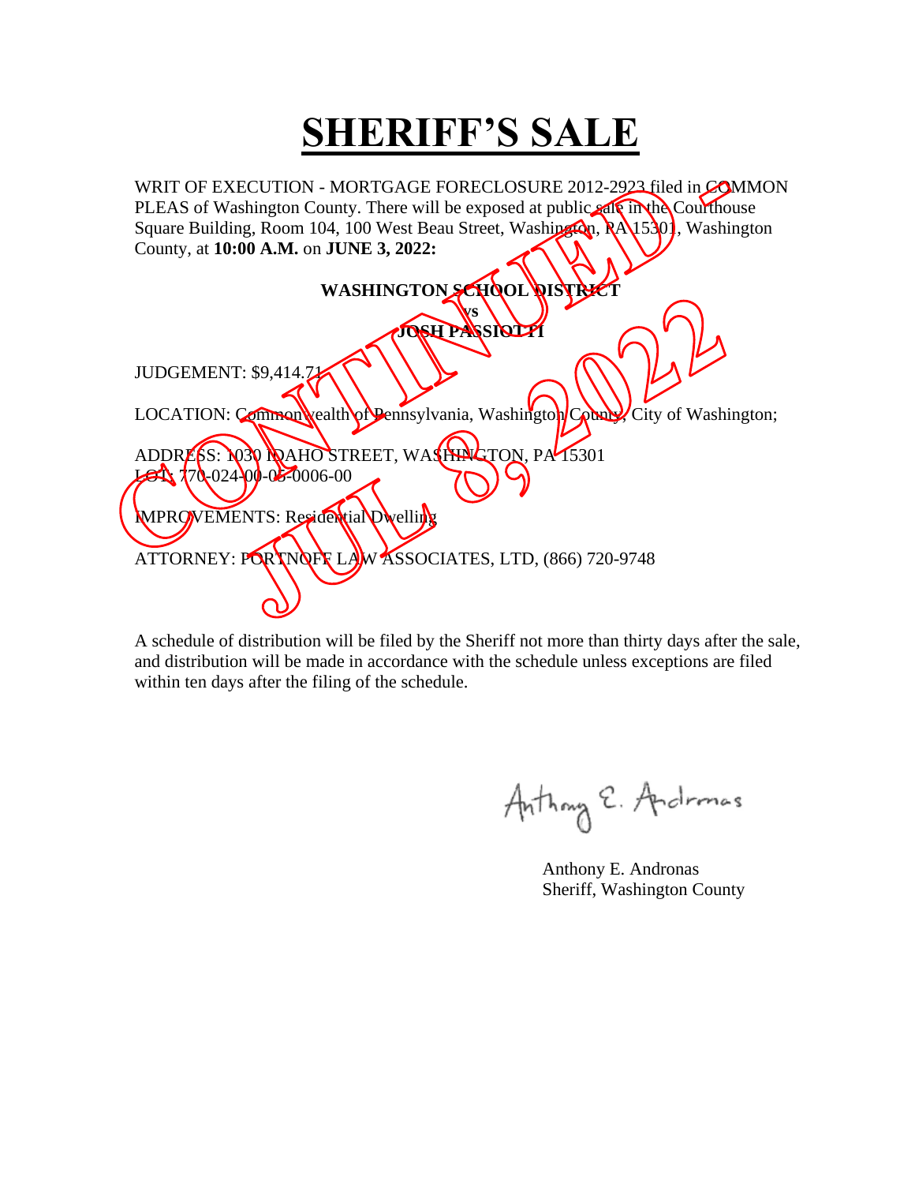# SHERIFF'S SALE

WRIT OF EXECUTION - MORTGAGE FORECLOSURE 2012-2923 filed in COMMON PLEAS of Washington County. There will be exposed at public sale in the Courthouse Square Building, Room 104, 100 West Beau Street, Washington, PA 15301, Washington County, at **10:00 A.M.** on **JUNE 3, 2022:**

**WASHINGTON SCHOOL DISTRICT**
**vs**
**JOSH PASSIOTTI**

JUDGEMENT: $9,414.71

LOCATION: Commonwealth of Pennsylvania, Washington County, City of Washington;

ADDRESS: 1030 IDAHO STREET, WASHINGTON, PA 15301
LOT: 770-024-00-05-0006-00

IMPROVEMENTS: Residential Dwelling

ATTORNEY: PORTNOFF LAW ASSOCIATES, LTD, (866) 720-9748

CONTINUED - JUL 8, 2022

A schedule of distribution will be filed by the Sheriff not more than thirty days after the sale, and distribution will be made in accordance with the schedule unless exceptions are filed within ten days after the filing of the schedule.

Anthony E. Andronas
Sheriff, Washington County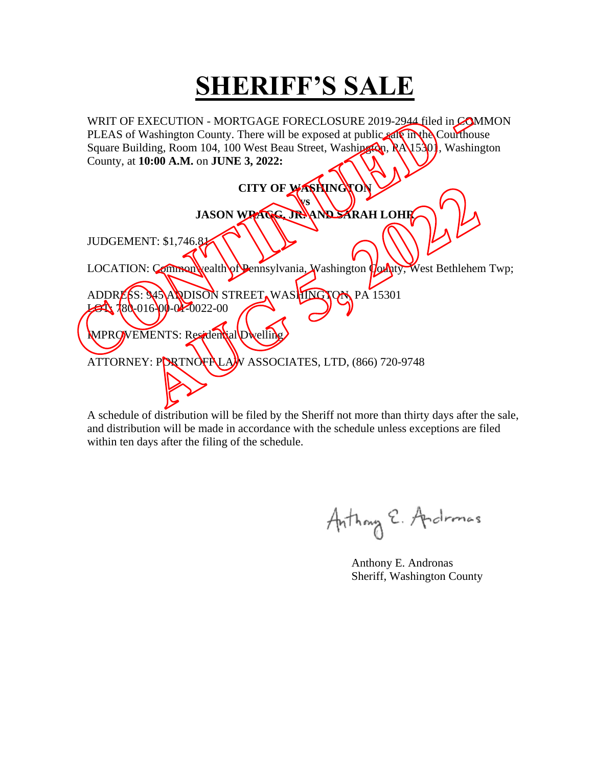# SHERIFF'S SALE

CONTINUED AUG 5, 2022

WRIT OF EXECUTION - MORTGAGE FORECLOSURE 2019-2944 filed in COMMON PLEAS of Washington County. There will be exposed at public sale in the Courthouse Square Building, Room 104, 100 West Beau Street, Washington, PA 15301, Washington County, at **10:00 A.M.** on **JUNE 3, 2022:**

**CITY OF WASHINGTON**
**vs**
**JASON WRAGG, JR. AND SARAH LOHR**

JUDGEMENT: $1,746.81

LOCATION: Commonwealth of Pennsylvania, Washington County, West Bethlehem Twp;

ADDRESS: 945 ADDISON STREET, WASHINGTON, PA 15301
LOT: 780-016-00-01-0022-00

IMPROVEMENTS: Residential Dwelling

ATTORNEY: PORTNOFF LAW ASSOCIATES, LTD, (866) 720-9748

A schedule of distribution will be filed by the Sheriff not more than thirty days after the sale, and distribution will be made in accordance with the schedule unless exceptions are filed within ten days after the filing of the schedule.

Anthony E. Andronas

Anthony E. Andronas
Sheriff, Washington County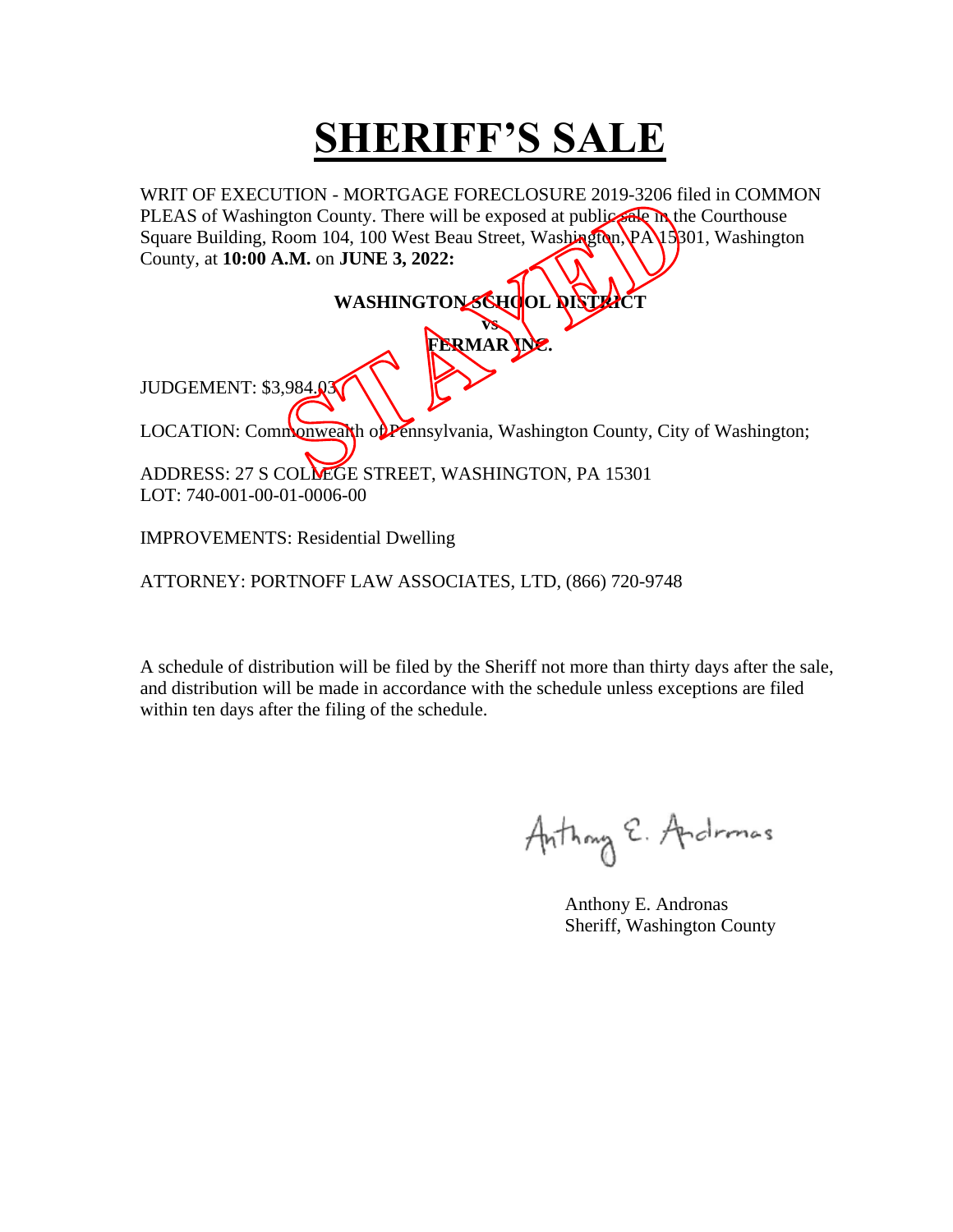# SHERIFF'S SALE

WRIT OF EXECUTION - MORTGAGE FORECLOSURE 2019-3206 filed in COMMON PLEAS of Washington County. There will be exposed at public sale in the Courthouse Square Building, Room 104, 100 West Beau Street, Washington, PA 15301, Washington County, at **10:00 A.M.** on **JUNE 3, 2022:**

**WASHINGTON SCHOOL DISTRICT**

**vs**

**FERMAR INC.**

STAYED

JUDGEMENT: $3,984.03

LOCATION: Commonwealth of Pennsylvania, Washington County, City of Washington;

ADDRESS: 27 S COLLEGE STREET, WASHINGTON, PA 15301
LOT: 740-001-00-01-0006-00

IMPROVEMENTS: Residential Dwelling

ATTORNEY: PORTNOFF LAW ASSOCIATES, LTD, (866) 720-9748

A schedule of distribution will be filed by the Sheriff not more than thirty days after the sale, and distribution will be made in accordance with the schedule unless exceptions are filed within ten days after the filing of the schedule.

Anthony E. Andronas
Sheriff, Washington County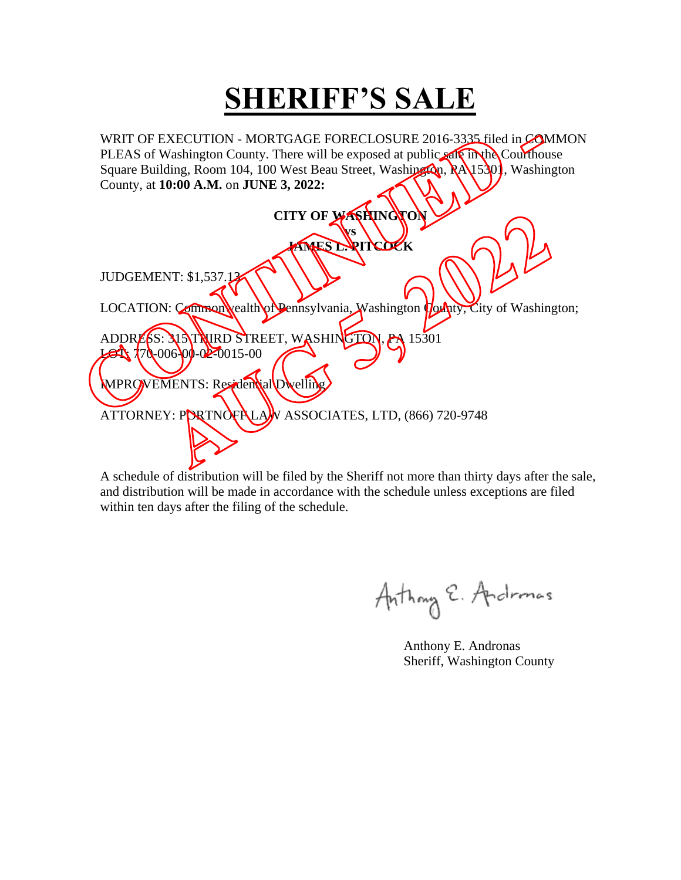# SHERIFF'S SALE

WRIT OF EXECUTION - MORTGAGE FORECLOSURE 2016-3335 filed in COMMON PLEAS of Washington County. There will be exposed at public sale in the Courthouse Square Building, Room 104, 100 West Beau Street, Washington, PA 15301, Washington County, at **10:00 A.M.** on **JUNE 3, 2022:**

**CITY OF WASHINGTON**
**vs**
**JAMES L. PITCOCK**

CONTINUED - AUG 5, 2022

JUDGEMENT: $1,537.13

LOCATION: Commonwealth of Pennsylvania, Washington County, City of Washington;

ADDRESS: 315 THIRD STREET, WASHINGTON, PA 15301
LOT: 770-006-00-02-0015-00

IMPROVEMENTS: Residential Dwelling

ATTORNEY: PORTNOFF LAW ASSOCIATES, LTD, (866) 720-9748

A schedule of distribution will be filed by the Sheriff not more than thirty days after the sale, and distribution will be made in accordance with the schedule unless exceptions are filed within ten days after the filing of the schedule.

Anthony E. Andronas
Sheriff, Washington County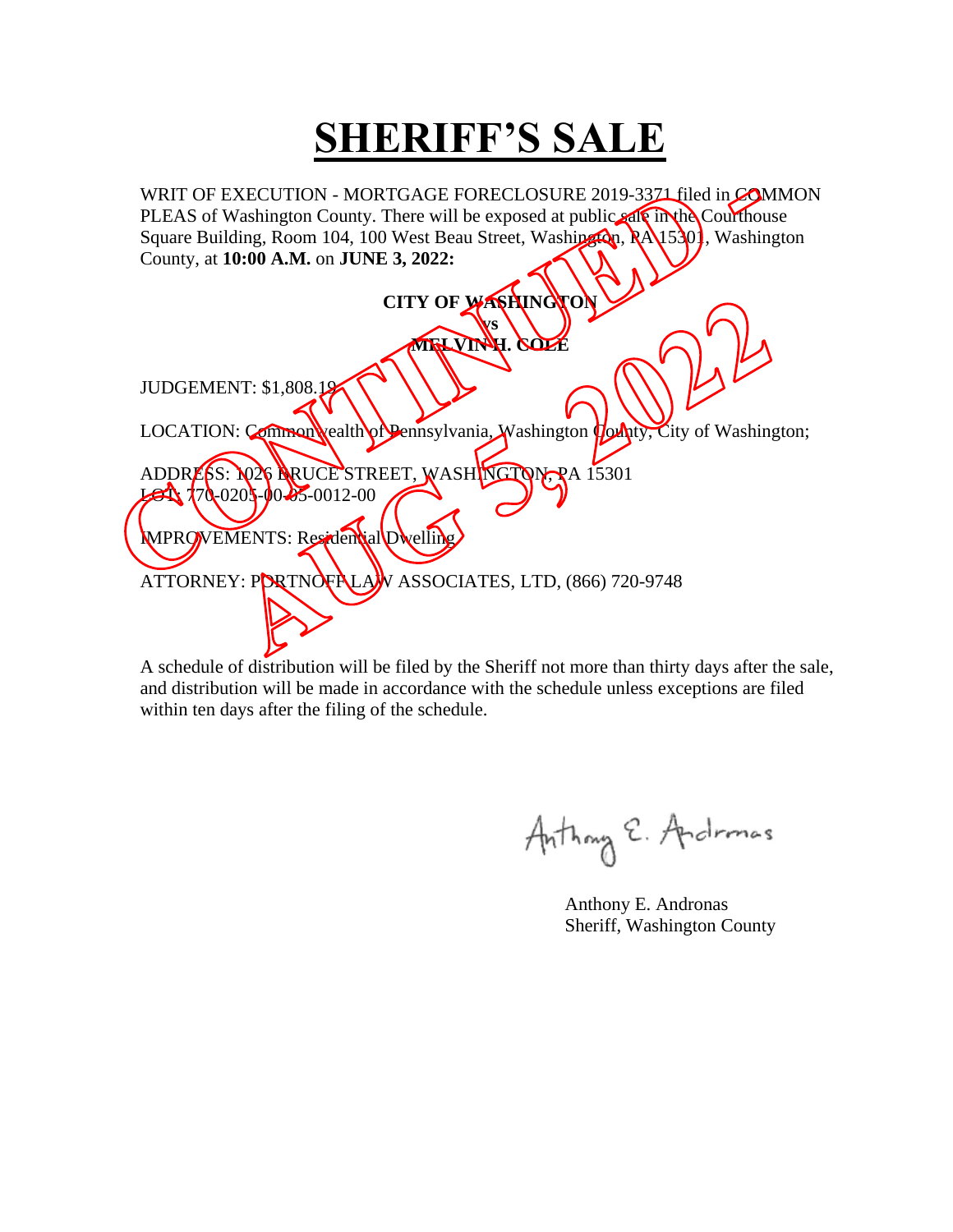# SHERIFF'S SALE

WRIT OF EXECUTION - MORTGAGE FORECLOSURE 2019-3371 filed in COMMON PLEAS of Washington County. There will be exposed at public sale in the Courthouse Square Building, Room 104, 100 West Beau Street, Washington, PA 15301, Washington County, at **10:00 A.M.** on **JUNE 3, 2022:**

**CITY OF WASHINGTON**
**vs**
**MELVIN H. COLE**

JUDGEMENT: $1,808.19

LOCATION: Commonwealth of Pennsylvania, Washington County, City of Washington;

ADDRESS: 1026 BRUCE STREET, WASHINGTON, PA 15301
LOT: 770-0205-00-05-0012-00

IMPROVEMENTS: Residential Dwelling

ATTORNEY: PORTNOFF LAW ASSOCIATES, LTD, (866) 720-9748

CONTINUED AUG 5, 2022

A schedule of distribution will be filed by the Sheriff not more than thirty days after the sale, and distribution will be made in accordance with the schedule unless exceptions are filed within ten days after the filing of the schedule.

Anthony E. Andronas

Anthony E. Andronas
Sheriff, Washington County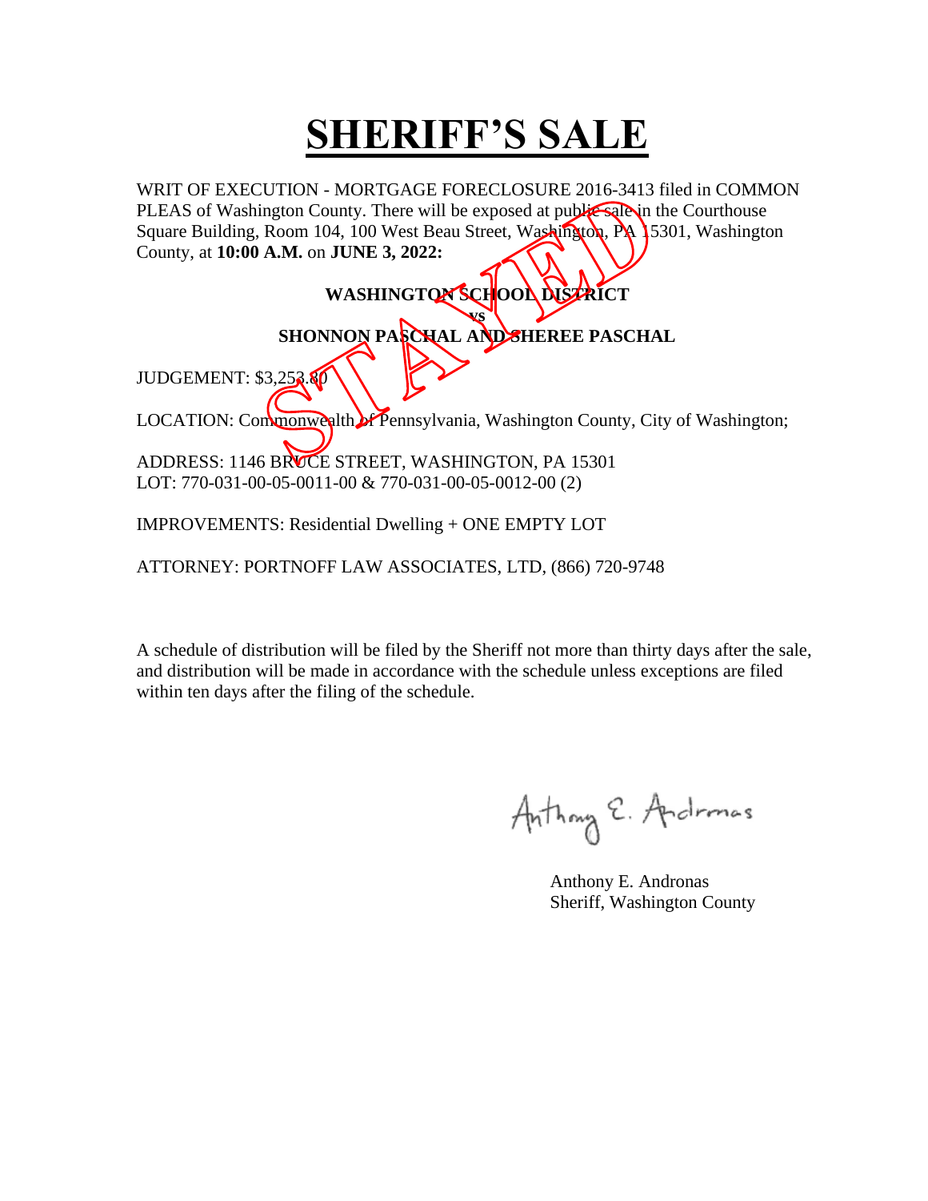# SHERIFF'S SALE

WRIT OF EXECUTION - MORTGAGE FORECLOSURE 2016-3413 filed in COMMON PLEAS of Washington County. There will be exposed at public sale in the Courthouse Square Building, Room 104, 100 West Beau Street, Washington, PA 15301, Washington County, at **10:00 A.M.** on **JUNE 3, 2022:**

**WASHINGTON SCHOOL DISTRICT**

**vs**

**SHONNON PASCHAL AND SHEREE PASCHAL**

STAYED

JUDGEMENT: $3,253.80

LOCATION: Commonwealth of Pennsylvania, Washington County, City of Washington;

ADDRESS: 1146 BRUCE STREET, WASHINGTON, PA 15301
LOT: 770-031-00-05-0011-00 & 770-031-00-05-0012-00 (2)

IMPROVEMENTS: Residential Dwelling + ONE EMPTY LOT

ATTORNEY: PORTNOFF LAW ASSOCIATES, LTD, (866) 720-9748

A schedule of distribution will be filed by the Sheriff not more than thirty days after the sale, and distribution will be made in accordance with the schedule unless exceptions are filed within ten days after the filing of the schedule.

Anthony E. Andronas

Anthony E. Andronas
Sheriff, Washington County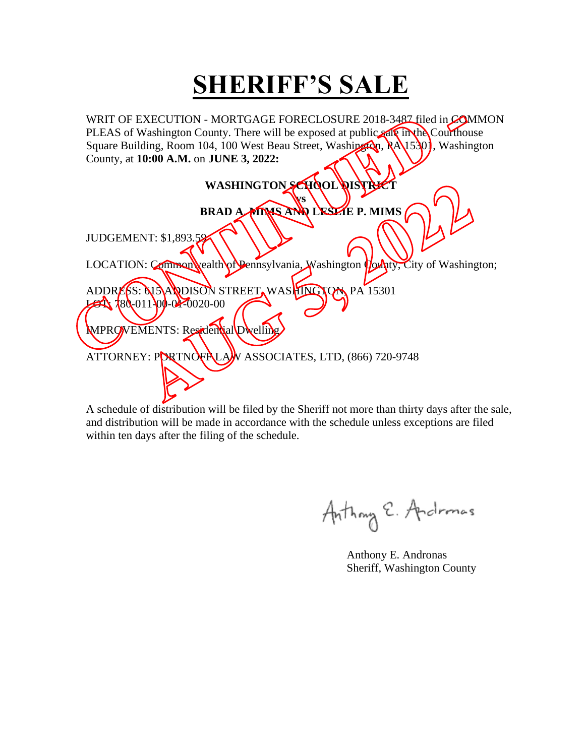# SHERIFF'S SALE

WRIT OF EXECUTION - MORTGAGE FORECLOSURE 2018-3487 filed in COMMON PLEAS of Washington County. There will be exposed at public sale in the Courthouse Square Building, Room 104, 100 West Beau Street, Washington, PA 15301, Washington County, at **10:00 A.M.** on **JUNE 3, 2022:**

**WASHINGTON SCHOOL DISTRICT**
**vs**
**BRAD A. MIMS AND LESLIE P. MIMS**

JUDGEMENT: $1,893.59

LOCATION: Commonwealth of Pennsylvania, Washington County, City of Washington;

ADDRESS: 615 ADDISON STREET, WASHINGTON, PA 15301
LOT: 780-011-00-01-0020-00

IMPROVEMENTS: Residential Dwelling

ATTORNEY: PORTNOFF LAW ASSOCIATES, LTD, (866) 720-9748

CONTINUED AUG 5, 2022

A schedule of distribution will be filed by the Sheriff not more than thirty days after the sale, and distribution will be made in accordance with the schedule unless exceptions are filed within ten days after the filing of the schedule.

Anthony E. Andronas
Sheriff, Washington County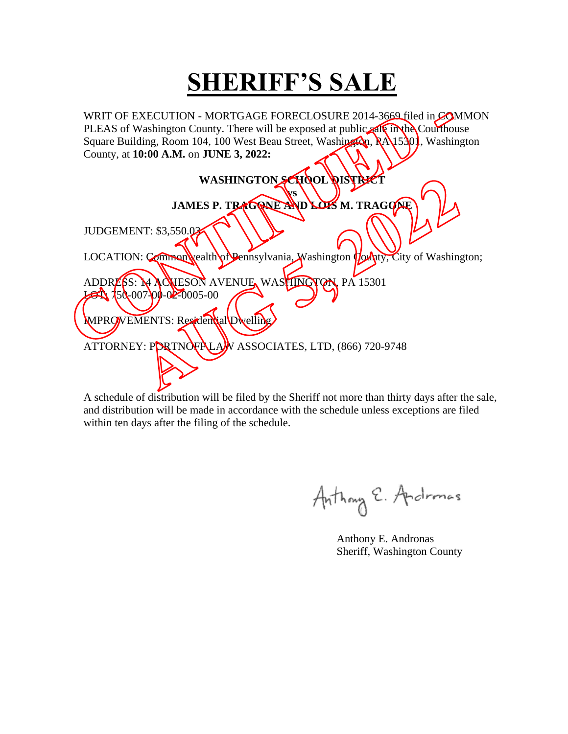# SHERIFF'S SALE

WRIT OF EXECUTION - MORTGAGE FORECLOSURE 2014-3669 filed in COMMON PLEAS of Washington County. There will be exposed at public sale in the Courthouse Square Building, Room 104, 100 West Beau Street, Washington, PA 15301, Washington County, at **10:00 A.M.** on **JUNE 3, 2022:**

**WASHINGTON SCHOOL DISTRICT**

**vs**

**JAMES P. TRAGONE AND LOIS M. TRAGONE**

JUDGEMENT: $3,550.03

LOCATION: Commonwealth of Pennsylvania, Washington County, City of Washington;

ADDRESS: 14 ACHESON AVENUE, WASHINGTON, PA 15301
LOT: 750-007-00-02-0005-00

IMPROVEMENTS: Residential Dwelling

ATTORNEY: PORTNOFF LAW ASSOCIATES, LTD, (866) 720-9748

CONTINUED AUG 5, 2022

A schedule of distribution will be filed by the Sheriff not more than thirty days after the sale, and distribution will be made in accordance with the schedule unless exceptions are filed within ten days after the filing of the schedule.

Anthony E. Andronas
Sheriff, Washington County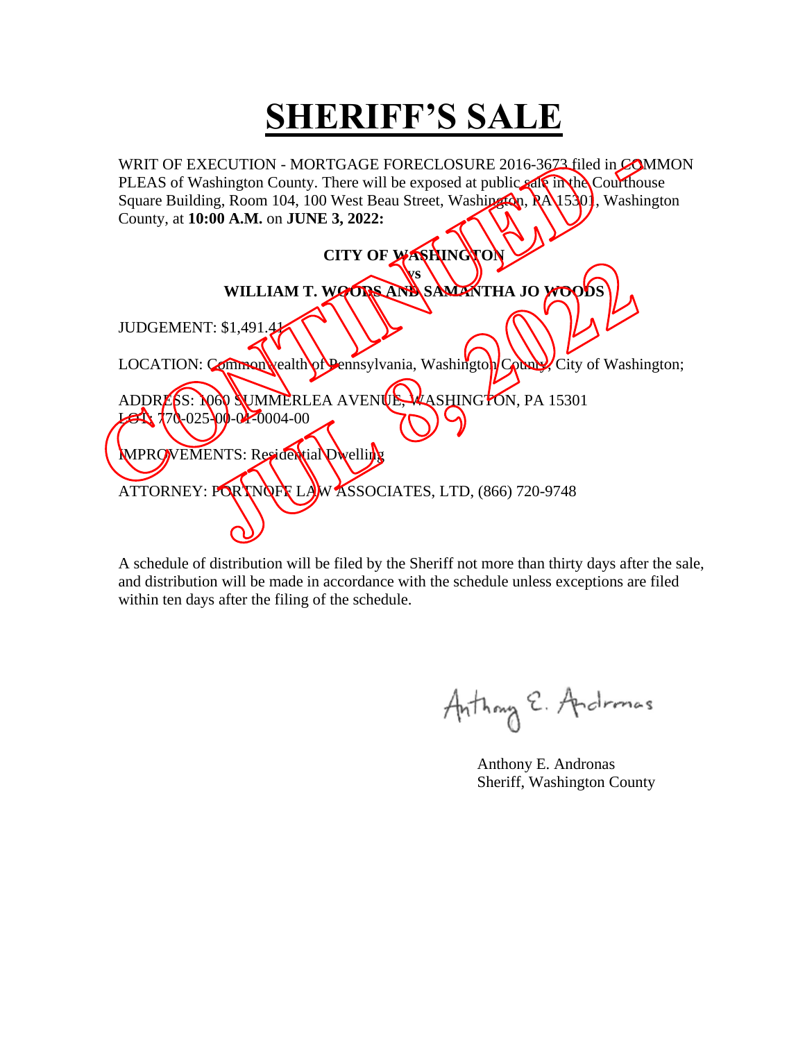# SHERIFF'S SALE

WRIT OF EXECUTION - MORTGAGE FORECLOSURE 2016-3673 filed in COMMON PLEAS of Washington County. There will be exposed at public sale in the Courthouse Square Building, Room 104, 100 West Beau Street, Washington, PA 15301, Washington County, at **10:00 A.M.** on **JUNE 3, 2022:**

**CITY OF WASHINGTON**
**vs**
**WILLIAM T. WOODS AND SAMANTHA JO WOODS**

JUDGEMENT: $1,491.41

LOCATION: Commonwealth of Pennsylvania, Washington County, City of Washington;

ADDRESS: 1060 SUMMERLEA AVENUE, WASHINGTON, PA 15301
LOT: 770-025-00-01-0004-00

IMPROVEMENTS: Residential Dwelling

ATTORNEY: PORTNOFF LAW ASSOCIATES, LTD, (866) 720-9748

CONTINUED - JUL 8, 2022

A schedule of distribution will be filed by the Sheriff not more than thirty days after the sale, and distribution will be made in accordance with the schedule unless exceptions are filed within ten days after the filing of the schedule.

Anthony E. Andronas
Sheriff, Washington County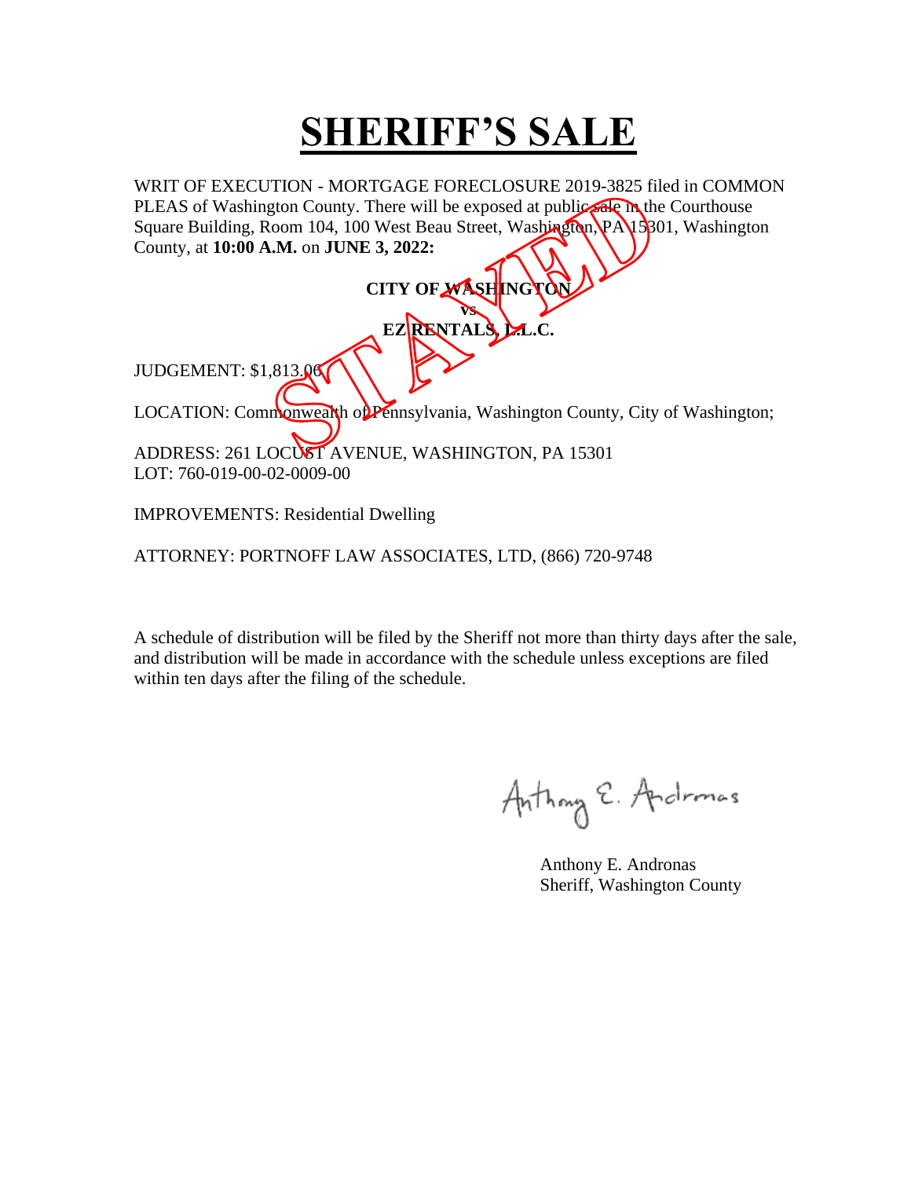# SHERIFF'S SALE

WRIT OF EXECUTION - MORTGAGE FORECLOSURE 2019-3825 filed in COMMON PLEAS of Washington County. There will be exposed at public sale in the Courthouse Square Building, Room 104, 100 West Beau Street, Washington, PA 15301, Washington County, at **10:00 A.M.** on **JUNE 3, 2022:**

STAYED

**CITY OF WASHINGTON**

**vs**

**EZ RENTALS, L.L.C.**

JUDGEMENT: $1,813.06

LOCATION: Commonwealth of Pennsylvania, Washington County, City of Washington;

ADDRESS: 261 LOCUST AVENUE, WASHINGTON, PA 15301
LOT: 760-019-00-02-0009-00

IMPROVEMENTS: Residential Dwelling

ATTORNEY: PORTNOFF LAW ASSOCIATES, LTD, (866) 720-9748

A schedule of distribution will be filed by the Sheriff not more than thirty days after the sale, and distribution will be made in accordance with the schedule unless exceptions are filed within ten days after the filing of the schedule.

Anthony E. Andronas

Anthony E. Andronas
Sheriff, Washington County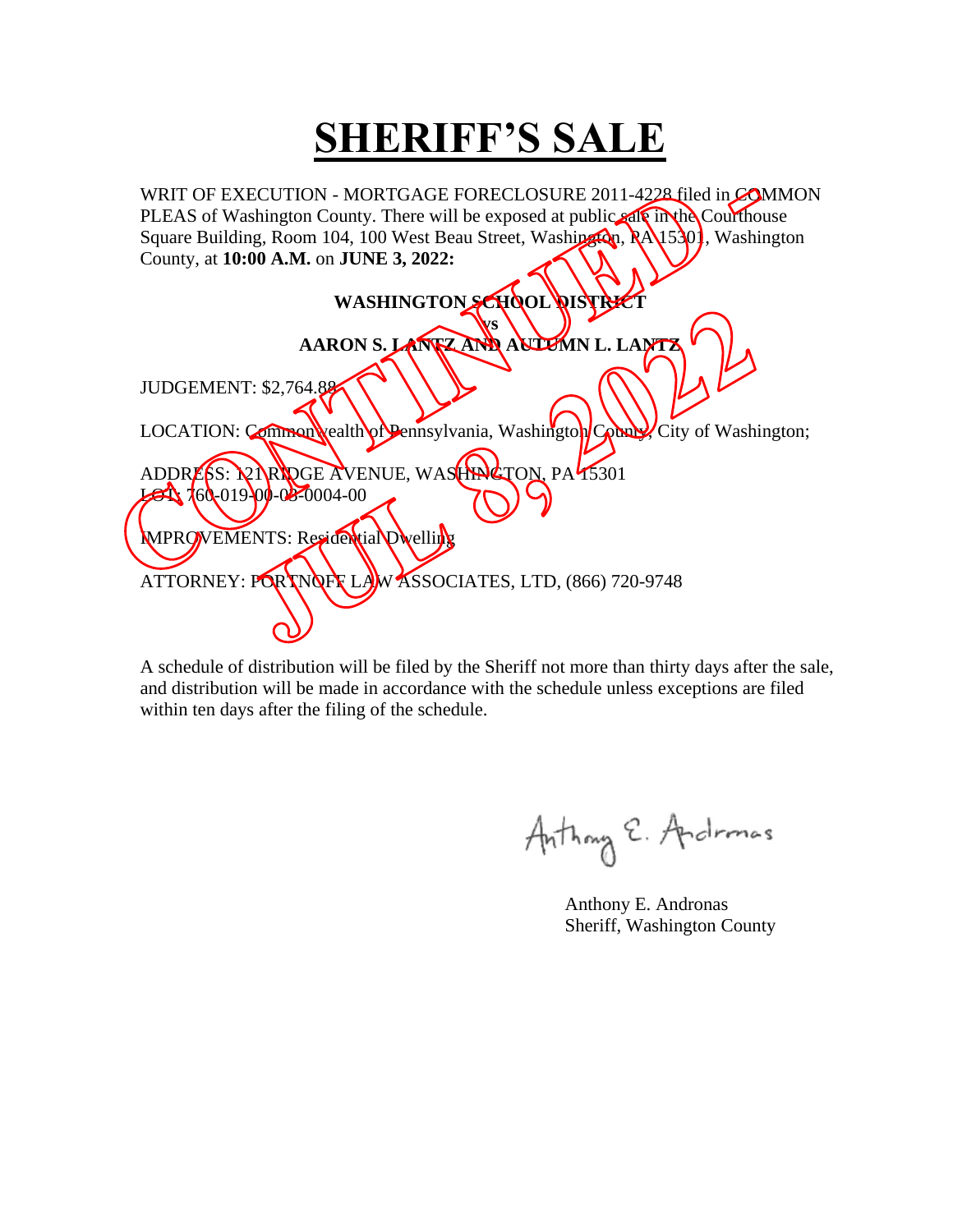# SHERIFF'S SALE

WRIT OF EXECUTION - MORTGAGE FORECLOSURE 2011-4228 filed in COMMON PLEAS of Washington County. There will be exposed at public sale in the Courthouse Square Building, Room 104, 100 West Beau Street, Washington, PA 15301, Washington County, at **10:00 A.M.** on **JUNE 3, 2022:**

**WASHINGTON SCHOOL DISTRICT**

**vs**

**AARON S. LANTZ AND AUTUMN L. LANTZ**

JUDGEMENT: $2,764.88

LOCATION: Commonwealth of Pennsylvania, Washington County, City of Washington;

ADDRESS: 121 RIDGE AVENUE, WASHINGTON, PA 15301
LOT: 760-019-00-03-0004-00

IMPROVEMENTS: Residential Dwelling

ATTORNEY: PORTNOFF LAW ASSOCIATES, LTD, (866) 720-9748

CONTINUED: JUL 8, 2022

A schedule of distribution will be filed by the Sheriff not more than thirty days after the sale, and distribution will be made in accordance with the schedule unless exceptions are filed within ten days after the filing of the schedule.

Anthony E. Andronas
Sheriff, Washington County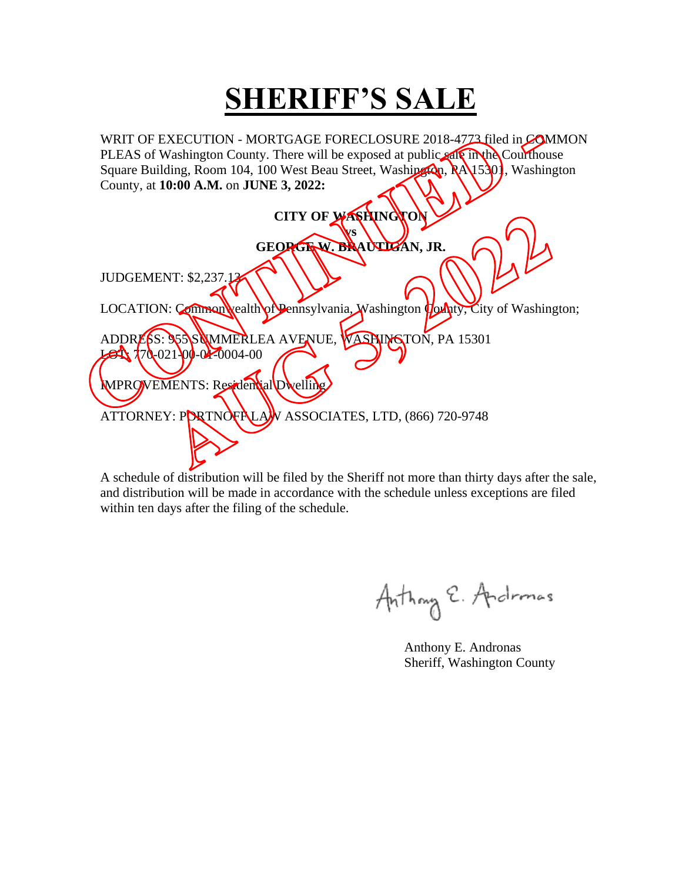# SHERIFF'S SALE

WRIT OF EXECUTION - MORTGAGE FORECLOSURE 2018-4773 filed in COMMON PLEAS of Washington County. There will be exposed at public sale in the Courthouse Square Building, Room 104, 100 West Beau Street, Washington, PA 15301, Washington County, at **10:00 A.M.** on **JUNE 3, 2022:**

**CITY OF WASHINGTON**

**vs**

**GEORGE W. BRAUTIGAN, JR.**

JUDGEMENT: $2,237.13

LOCATION: Commonwealth of Pennsylvania, Washington County, City of Washington;

ADDRESS: 955 SUMMERLEA AVENUE, WASHINGTON, PA 15301
LOT: 770-021-00-01-0004-00

IMPROVEMENTS: Residential Dwelling

ATTORNEY: PORTNOFF LAW ASSOCIATES, LTD, (866) 720-9748

CONTINUED - AUG 5, 2022

A schedule of distribution will be filed by the Sheriff not more than thirty days after the sale, and distribution will be made in accordance with the schedule unless exceptions are filed within ten days after the filing of the schedule.

Anthony E. Andronas
Sheriff, Washington County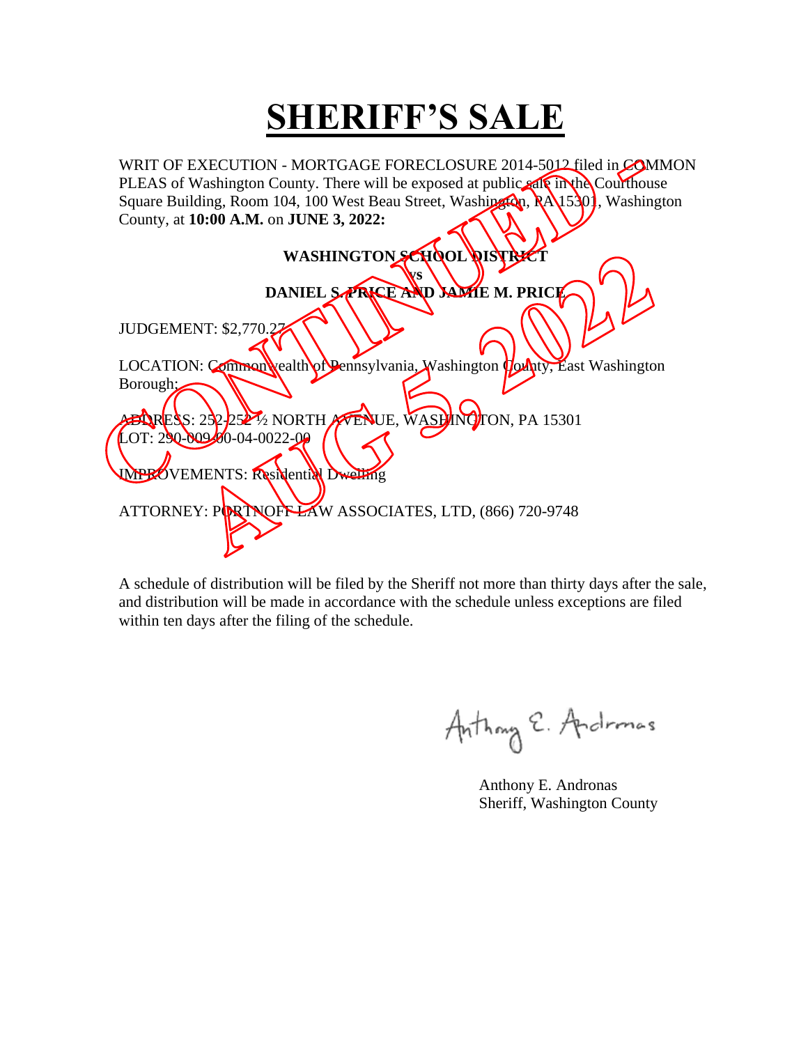# SHERIFF'S SALE

WRIT OF EXECUTION - MORTGAGE FORECLOSURE 2014-5012 filed in COMMON PLEAS of Washington County. There will be exposed at public sale in the Courthouse Square Building, Room 104, 100 West Beau Street, Washington, PA 15301, Washington County, at **10:00 A.M.** on **JUNE 3, 2022:**

**WASHINGTON SCHOOL DISTRICT**

**vs**

**DANIEL S. PRICE AND JAMIE M. PRICE**

JUDGEMENT: $2,770.27

LOCATION: Commonwealth of Pennsylvania, Washington County, East Washington Borough;

ADDRESS: 252-252 ½ NORTH AVENUE, WASHINGTON, PA 15301
LOT: 290-009-00-04-0022-00

IMPROVEMENTS: Residential Dwelling

ATTORNEY: PORTNOFF LAW ASSOCIATES, LTD, (866) 720-9748

CONTINUED AUG 5, 2022

A schedule of distribution will be filed by the Sheriff not more than thirty days after the sale, and distribution will be made in accordance with the schedule unless exceptions are filed within ten days after the filing of the schedule.

Anthony E. Andronas

Anthony E. Andronas
Sheriff, Washington County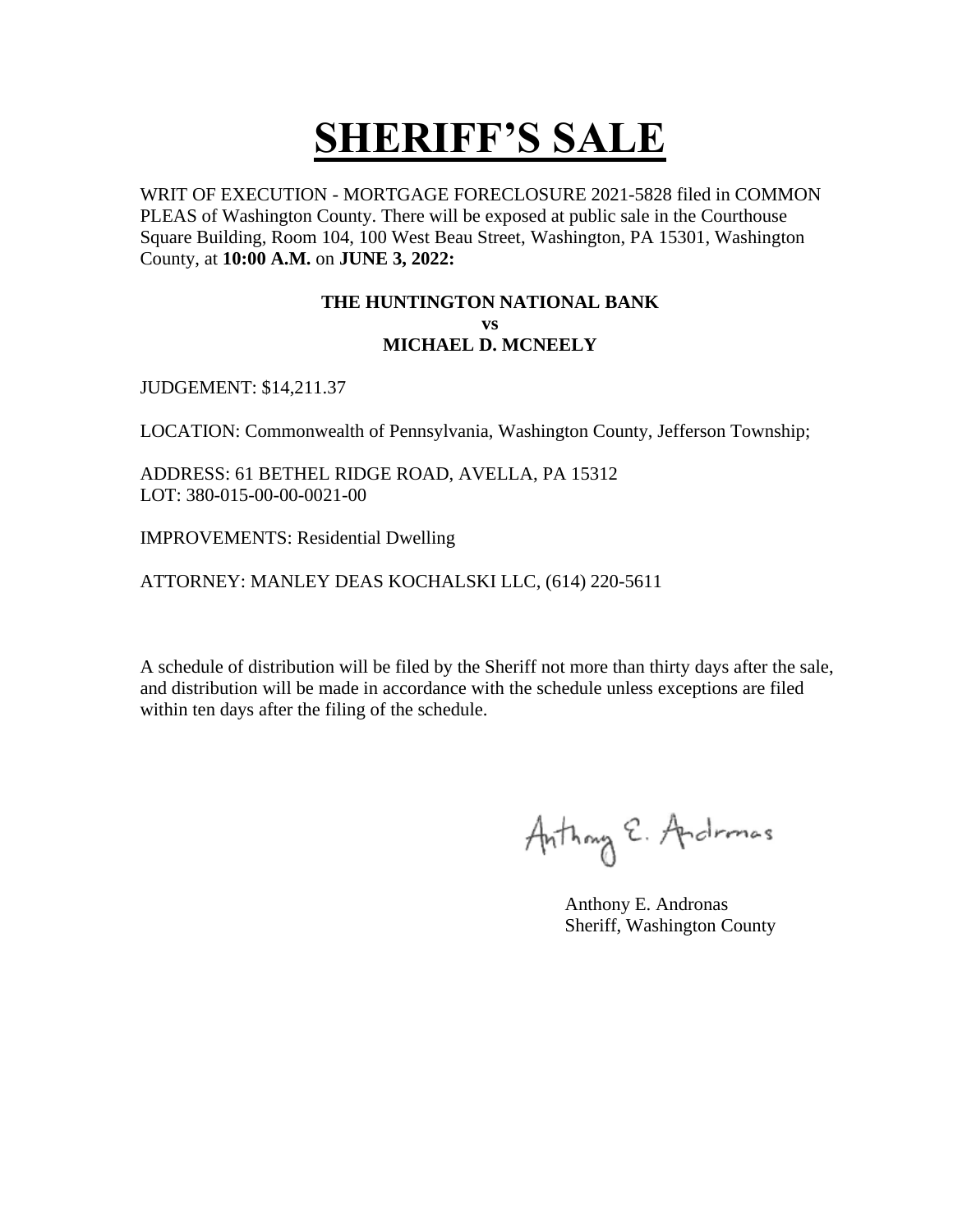# SHERIFF'S SALE

WRIT OF EXECUTION - MORTGAGE FORECLOSURE 2021-5828 filed in COMMON PLEAS of Washington County. There will be exposed at public sale in the Courthouse Square Building, Room 104, 100 West Beau Street, Washington, PA 15301, Washington County, at **10:00 A.M.** on **JUNE 3, 2022:**

**THE HUNTINGTON NATIONAL BANK**
**vs**
**MICHAEL D. MCNEELY**

JUDGEMENT: $14,211.37

LOCATION: Commonwealth of Pennsylvania, Washington County, Jefferson Township;

ADDRESS: 61 BETHEL RIDGE ROAD, AVELLA, PA 15312
LOT: 380-015-00-00-0021-00

IMPROVEMENTS: Residential Dwelling

ATTORNEY: MANLEY DEAS KOCHALSKI LLC, (614) 220-5611

A schedule of distribution will be filed by the Sheriff not more than thirty days after the sale, and distribution will be made in accordance with the schedule unless exceptions are filed within ten days after the filing of the schedule.

Anthony E. Andronas

Anthony E. Andronas
Sheriff, Washington County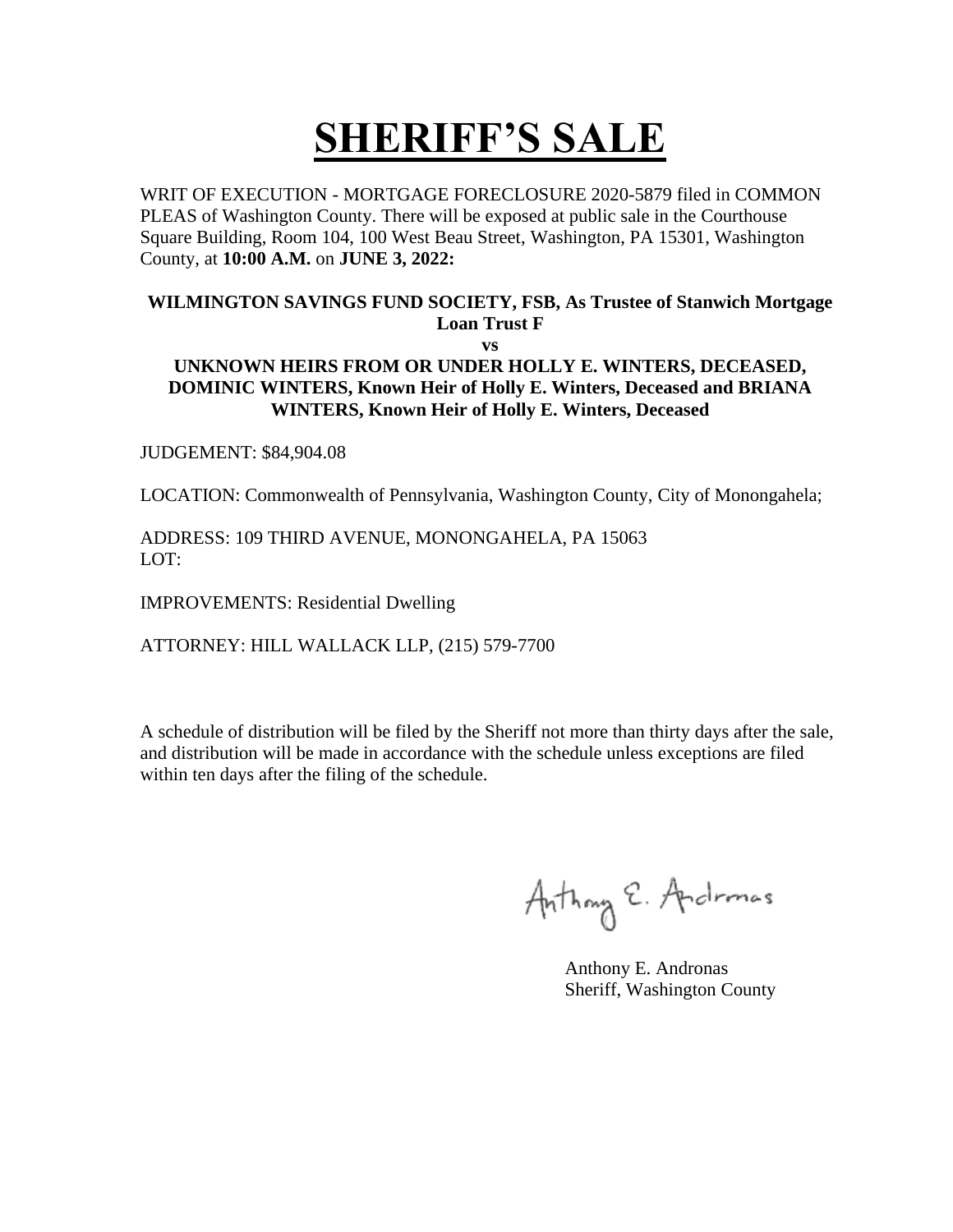# SHERIFF'S SALE

WRIT OF EXECUTION - MORTGAGE FORECLOSURE 2020-5879 filed in COMMON PLEAS of Washington County. There will be exposed at public sale in the Courthouse Square Building, Room 104, 100 West Beau Street, Washington, PA 15301, Washington County, at **10:00 A.M.** on **JUNE 3, 2022:**

**WILMINGTON SAVINGS FUND SOCIETY, FSB, As Trustee of Stanwich Mortgage Loan Trust F**

**vs**

**UNKNOWN HEIRS FROM OR UNDER HOLLY E. WINTERS, DECEASED, DOMINIC WINTERS, Known Heir of Holly E. Winters, Deceased and BRIANA WINTERS, Known Heir of Holly E. Winters, Deceased**

JUDGEMENT: $84,904.08

LOCATION: Commonwealth of Pennsylvania, Washington County, City of Monongahela;

ADDRESS: 109 THIRD AVENUE, MONONGAHELA, PA 15063
LOT:

IMPROVEMENTS: Residential Dwelling

ATTORNEY: HILL WALLACK LLP, (215) 579-7700

A schedule of distribution will be filed by the Sheriff not more than thirty days after the sale, and distribution will be made in accordance with the schedule unless exceptions are filed within ten days after the filing of the schedule.

Anthony E. Andronas

Anthony E. Andronas
Sheriff, Washington County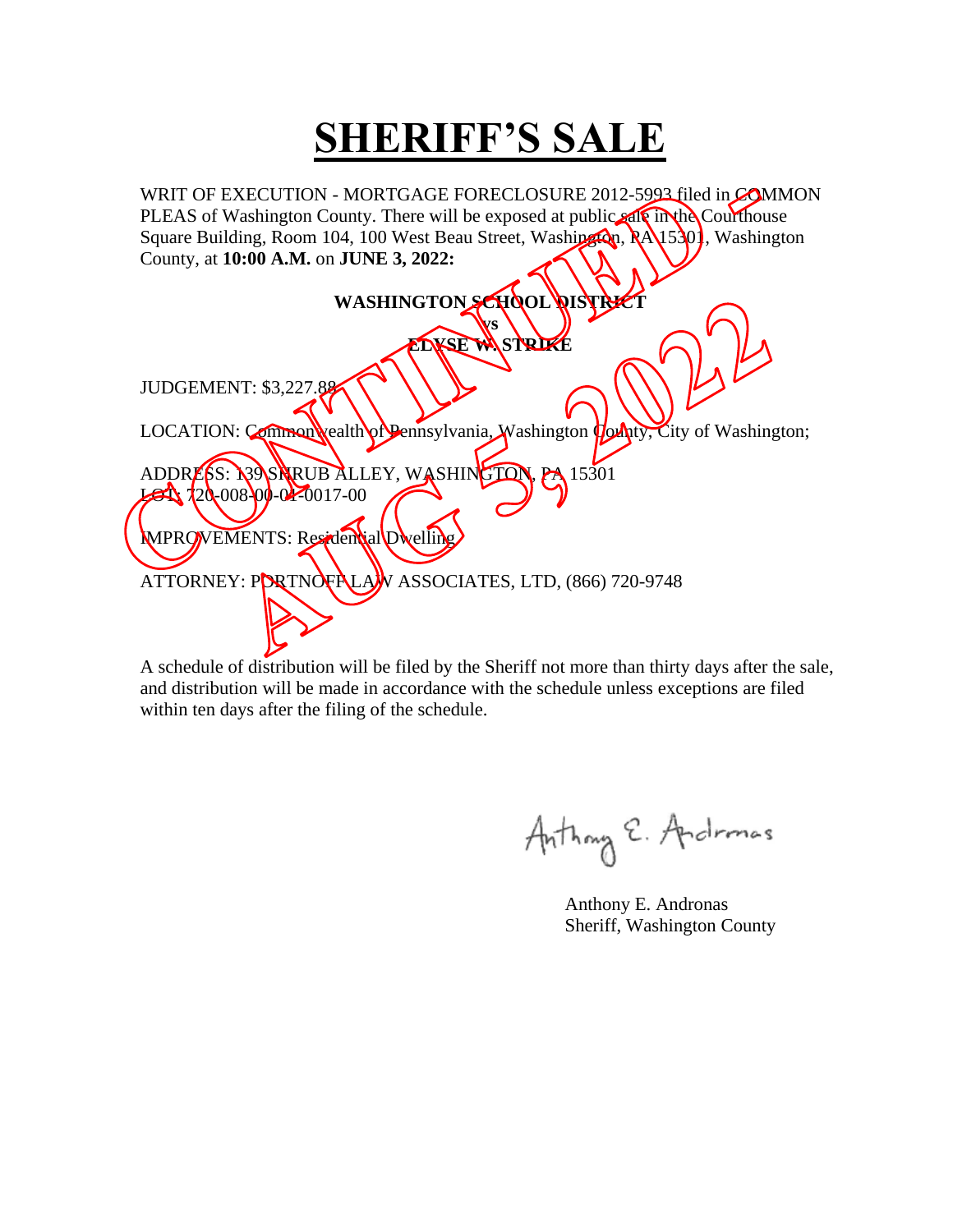# SHERIFF'S SALE

WRIT OF EXECUTION - MORTGAGE FORECLOSURE 2012-5993 filed in COMMON PLEAS of Washington County. There will be exposed at public sale in the Courthouse Square Building, Room 104, 100 West Beau Street, Washington, PA 15301, Washington County, at **10:00 A.M.** on **JUNE 3, 2022:**

**WASHINGTON SCHOOL DISTRICT**
**vs**
**ELYSE W. STRIKE**

JUDGEMENT: $3,227.88

LOCATION: Commonwealth of Pennsylvania, Washington County, City of Washington;

ADDRESS: 139 SHRUB ALLEY, WASHINGTON, PA 15301
LOT: 720-008-00-01-0017-00

IMPROVEMENTS: Residential Dwelling

ATTORNEY: PORTNOFF LAW ASSOCIATES, LTD, (866) 720-9748

CONTINUED - AUG 5, 2022

A schedule of distribution will be filed by the Sheriff not more than thirty days after the sale, and distribution will be made in accordance with the schedule unless exceptions are filed within ten days after the filing of the schedule.

Anthony E. Andronas
Sheriff, Washington County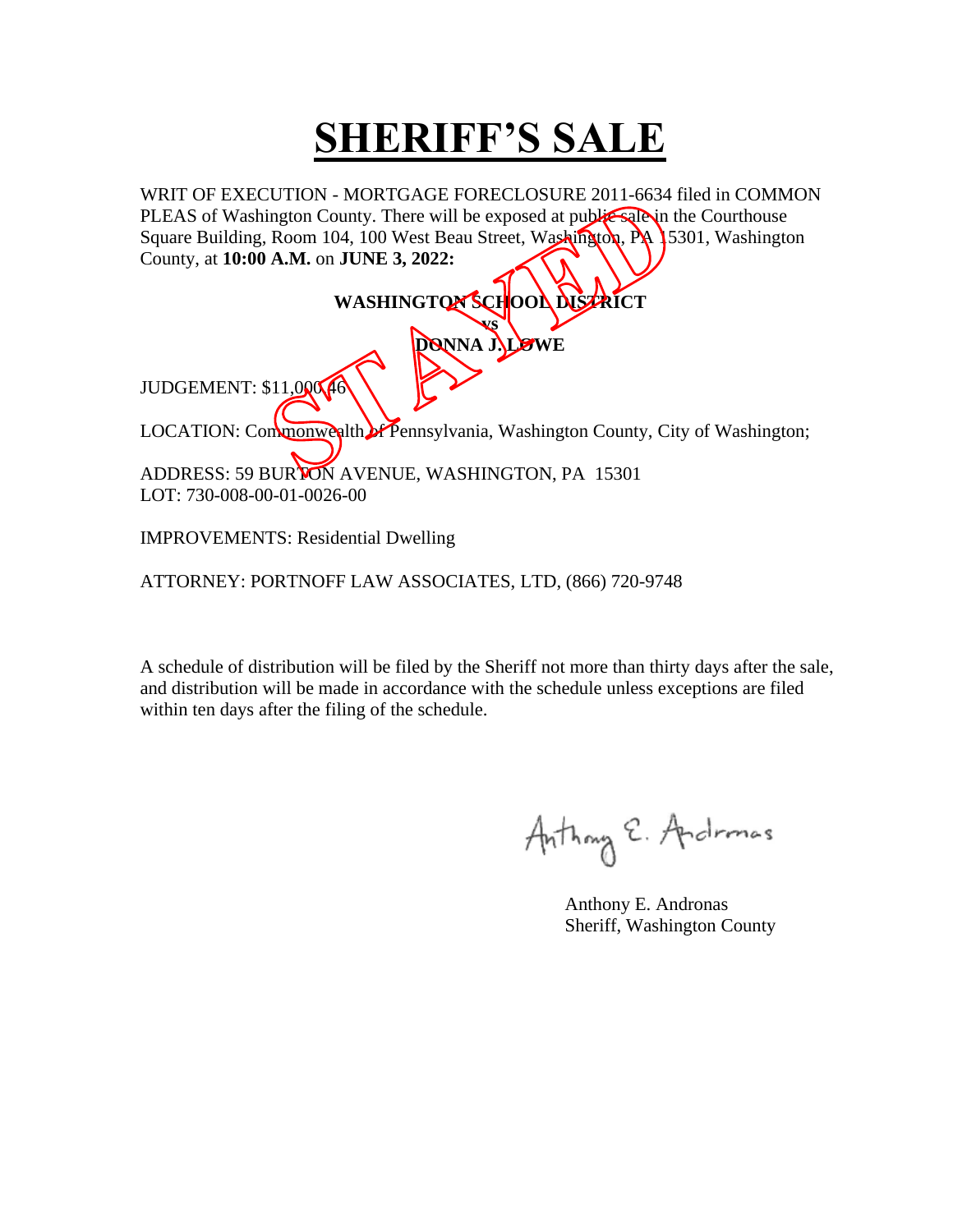# SHERIFF'S SALE

WRIT OF EXECUTION - MORTGAGE FORECLOSURE 2011-6634 filed in COMMON PLEAS of Washington County. There will be exposed at public sale in the Courthouse Square Building, Room 104, 100 West Beau Street, Washington, PA 15301, Washington County, at **10:00 A.M.** on **JUNE 3, 2022:**

STAYED

**WASHINGTON SCHOOL DISTRICT**
**vs**
**DONNA J. LOWE**

JUDGEMENT: $11,000.46

LOCATION: Commonwealth of Pennsylvania, Washington County, City of Washington;

ADDRESS: 59 BURTON AVENUE, WASHINGTON, PA 15301
LOT: 730-008-00-01-0026-00

IMPROVEMENTS: Residential Dwelling

ATTORNEY: PORTNOFF LAW ASSOCIATES, LTD, (866) 720-9748

A schedule of distribution will be filed by the Sheriff not more than thirty days after the sale, and distribution will be made in accordance with the schedule unless exceptions are filed within ten days after the filing of the schedule.

Anthony E. Andronas
Sheriff, Washington County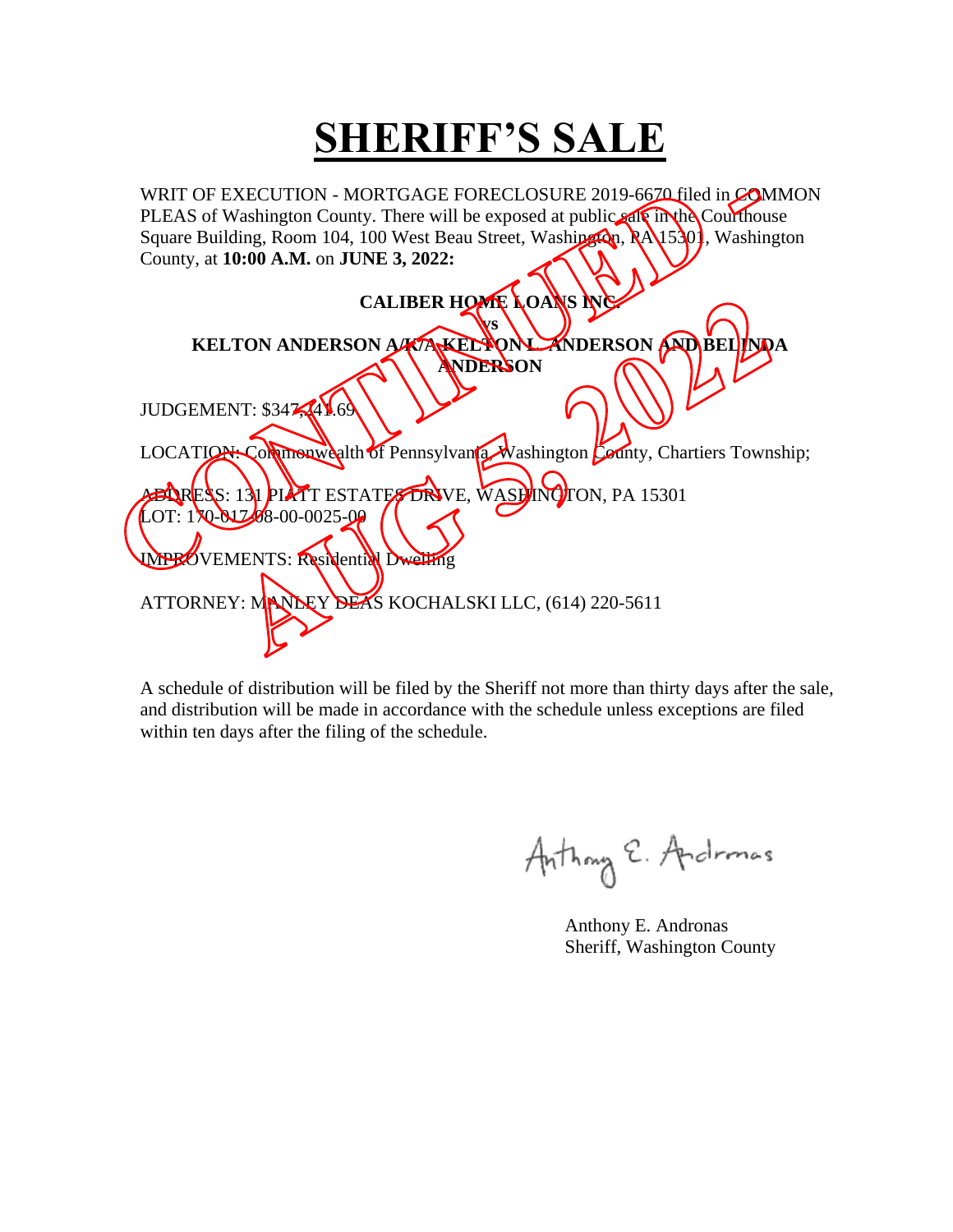# SHERIFF'S SALE

WRIT OF EXECUTION - MORTGAGE FORECLOSURE 2019-6670 filed in COMMON PLEAS of Washington County. There will be exposed at public sale in the Courthouse Square Building, Room 104, 100 West Beau Street, Washington, PA 15301, Washington County, at **10:00 A.M.** on **JUNE 3, 2022:**

**CALIBER HOME LOANS INC.**

**vs**

**KELTON ANDERSON A/K/A KELTON L. ANDERSON AND BELINDA ANDERSON**

JUDGEMENT: $347,441.69

LOCATION: Commonwealth of Pennsylvania, Washington County, Chartiers Township;

ADDRESS: 131 PIATT ESTATES DRIVE, WASHINGTON, PA 15301
LOT: 170-017-08-00-0025-00

IMPROVEMENTS: Residential Dwelling

ATTORNEY: MANLEY DEAS KOCHALSKI LLC, (614) 220-5611

CONTINUED AUG 5, 2022

A schedule of distribution will be filed by the Sheriff not more than thirty days after the sale, and distribution will be made in accordance with the schedule unless exceptions are filed within ten days after the filing of the schedule.

Anthony E. Andronas
Sheriff, Washington County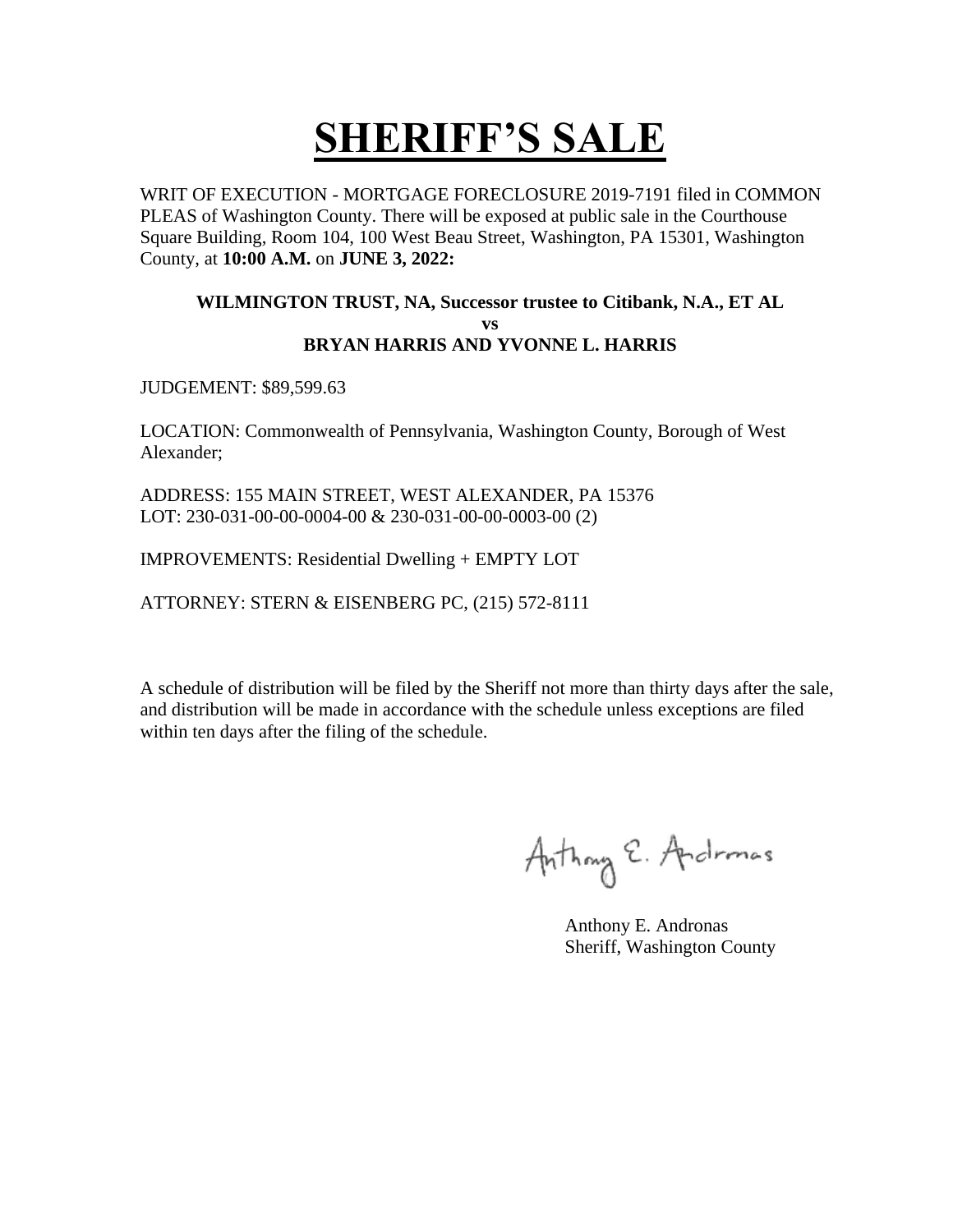# SHERIFF'S SALE

WRIT OF EXECUTION - MORTGAGE FORECLOSURE 2019-7191 filed in COMMON PLEAS of Washington County. There will be exposed at public sale in the Courthouse Square Building, Room 104, 100 West Beau Street, Washington, PA 15301, Washington County, at **10:00 A.M.** on **JUNE 3, 2022:**

**WILMINGTON TRUST, NA, Successor trustee to Citibank, N.A., ET AL**
**vs**
**BRYAN HARRIS AND YVONNE L. HARRIS**

JUDGEMENT: $89,599.63

LOCATION: Commonwealth of Pennsylvania, Washington County, Borough of West Alexander;

ADDRESS: 155 MAIN STREET, WEST ALEXANDER, PA 15376
LOT: 230-031-00-00-0004-00 & 230-031-00-00-0003-00 (2)

IMPROVEMENTS: Residential Dwelling + EMPTY LOT

ATTORNEY: STERN & EISENBERG PC, (215) 572-8111

A schedule of distribution will be filed by the Sheriff not more than thirty days after the sale, and distribution will be made in accordance with the schedule unless exceptions are filed within ten days after the filing of the schedule.

Anthony E. Andronas

Anthony E. Andronas
Sheriff, Washington County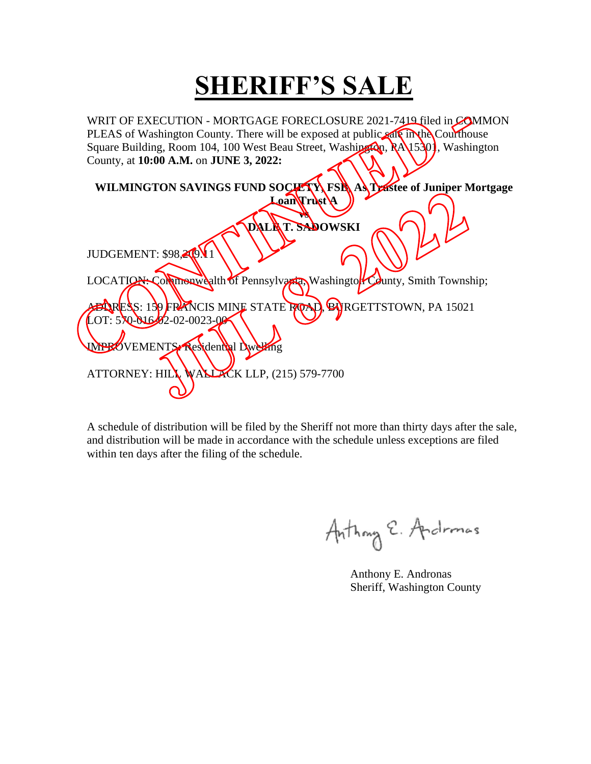# SHERIFF'S SALE

WRIT OF EXECUTION - MORTGAGE FORECLOSURE 2021-7419 filed in COMMON PLEAS of Washington County. There will be exposed at public sale in the Courthouse Square Building, Room 104, 100 West Beau Street, Washington, PA 15301, Washington County, at **10:00 A.M.** on **JUNE 3, 2022:**

**WILMINGTON SAVINGS FUND SOCIETY, FSB, As Trustee of Juniper Mortgage Loan Trust A**

**vs**

**DALE T. SADOWSKI**

JUDGEMENT: $98,209.11

LOCATION: Commonwealth of Pennsylvania, Washington County, Smith Township;

ADDRESS: 159 FRANCIS MINE STATE ROAD, BURGETTSTOWN, PA 15021
LOT: 570-016-02-02-0023-00

IMPROVEMENTS: Residential Dwelling

ATTORNEY: HILL WALLACK LLP, (215) 579-7700

CONTINUED - JUL 8, 2022

A schedule of distribution will be filed by the Sheriff not more than thirty days after the sale, and distribution will be made in accordance with the schedule unless exceptions are filed within ten days after the filing of the schedule.

Anthony E. Andronas
Sheriff, Washington County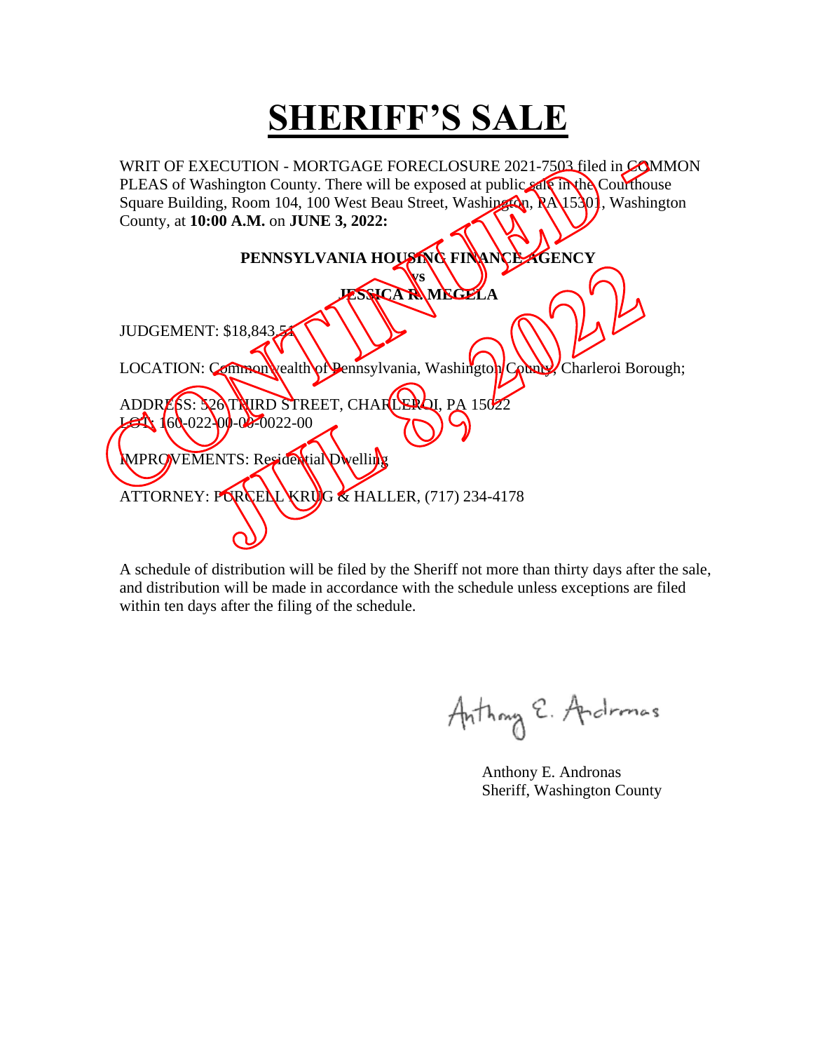# SHERIFF'S SALE

WRIT OF EXECUTION - MORTGAGE FORECLOSURE 2021-7503 filed in COMMON PLEAS of Washington County. There will be exposed at public sale in the Courthouse Square Building, Room 104, 100 West Beau Street, Washington, PA 15301, Washington County, at **10:00 A.M.** on **JUNE 3, 2022:**

**PENNSYLVANIA HOUSING FINANCE AGENCY**

**vs**

**JESSICA R. MEGELA**

JUDGEMENT: $18,843.51

LOCATION: Commonwealth of Pennsylvania, Washington County, Charleroi Borough;

ADDRESS: 526 THIRD STREET, CHARLEROI, PA 15022
LOT: 160-022-00-00-0022-00

IMPROVEMENTS: Residential Dwelling

ATTORNEY: PURCELL KRUG & HALLER, (717) 234-4178

CONTINUED - JUL 8, 2022

A schedule of distribution will be filed by the Sheriff not more than thirty days after the sale, and distribution will be made in accordance with the schedule unless exceptions are filed within ten days after the filing of the schedule.

Anthony E. Andronas
Sheriff, Washington County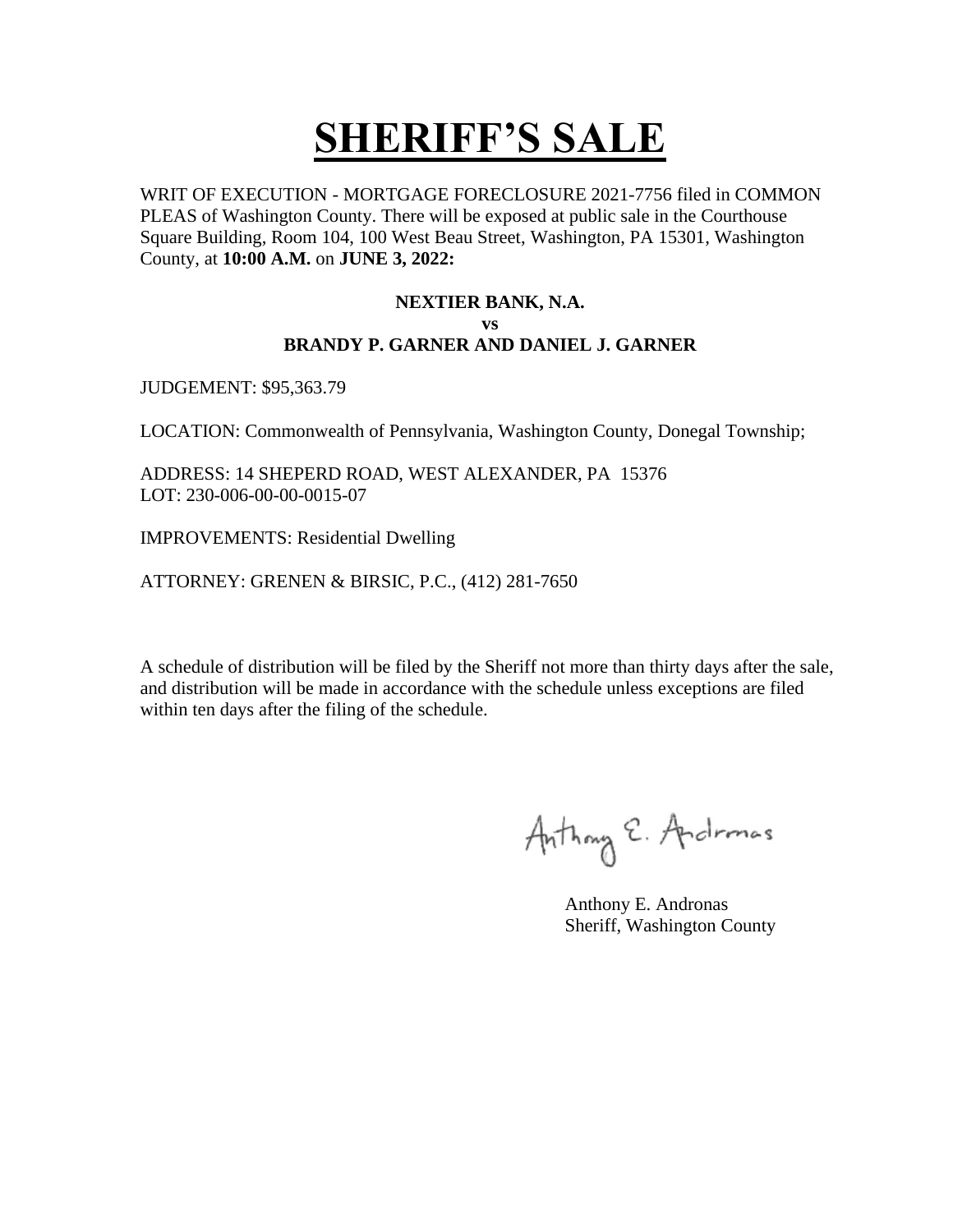# SHERIFF'S SALE

WRIT OF EXECUTION - MORTGAGE FORECLOSURE 2021-7756 filed in COMMON PLEAS of Washington County. There will be exposed at public sale in the Courthouse Square Building, Room 104, 100 West Beau Street, Washington, PA 15301, Washington County, at **10:00 A.M.** on **JUNE 3, 2022:**

**NEXTIER BANK, N.A.**
**vs**
**BRANDY P. GARNER AND DANIEL J. GARNER**

JUDGEMENT: $95,363.79

LOCATION: Commonwealth of Pennsylvania, Washington County, Donegal Township;

ADDRESS: 14 SHEPERD ROAD, WEST ALEXANDER, PA 15376
LOT: 230-006-00-00-0015-07

IMPROVEMENTS: Residential Dwelling

ATTORNEY: GRENEN & BIRSIC, P.C., (412) 281-7650

A schedule of distribution will be filed by the Sheriff not more than thirty days after the sale, and distribution will be made in accordance with the schedule unless exceptions are filed within ten days after the filing of the schedule.

Anthony E. Andronas

Anthony E. Andronas
Sheriff, Washington County